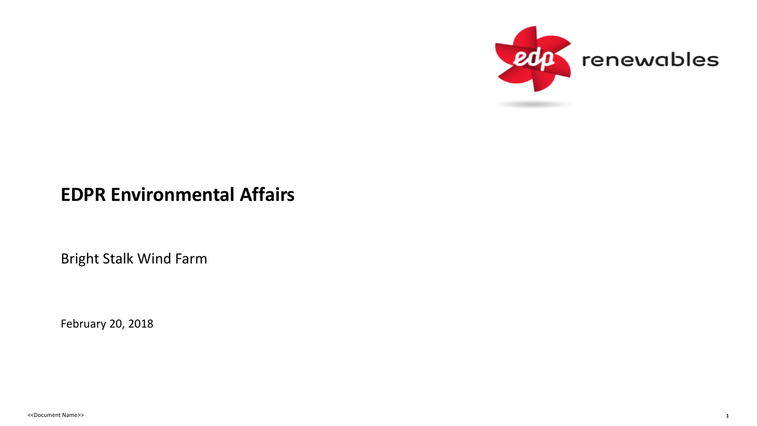# EDPR Environmental Affairs

Bright Stalk Wind Farm

February 20, 2018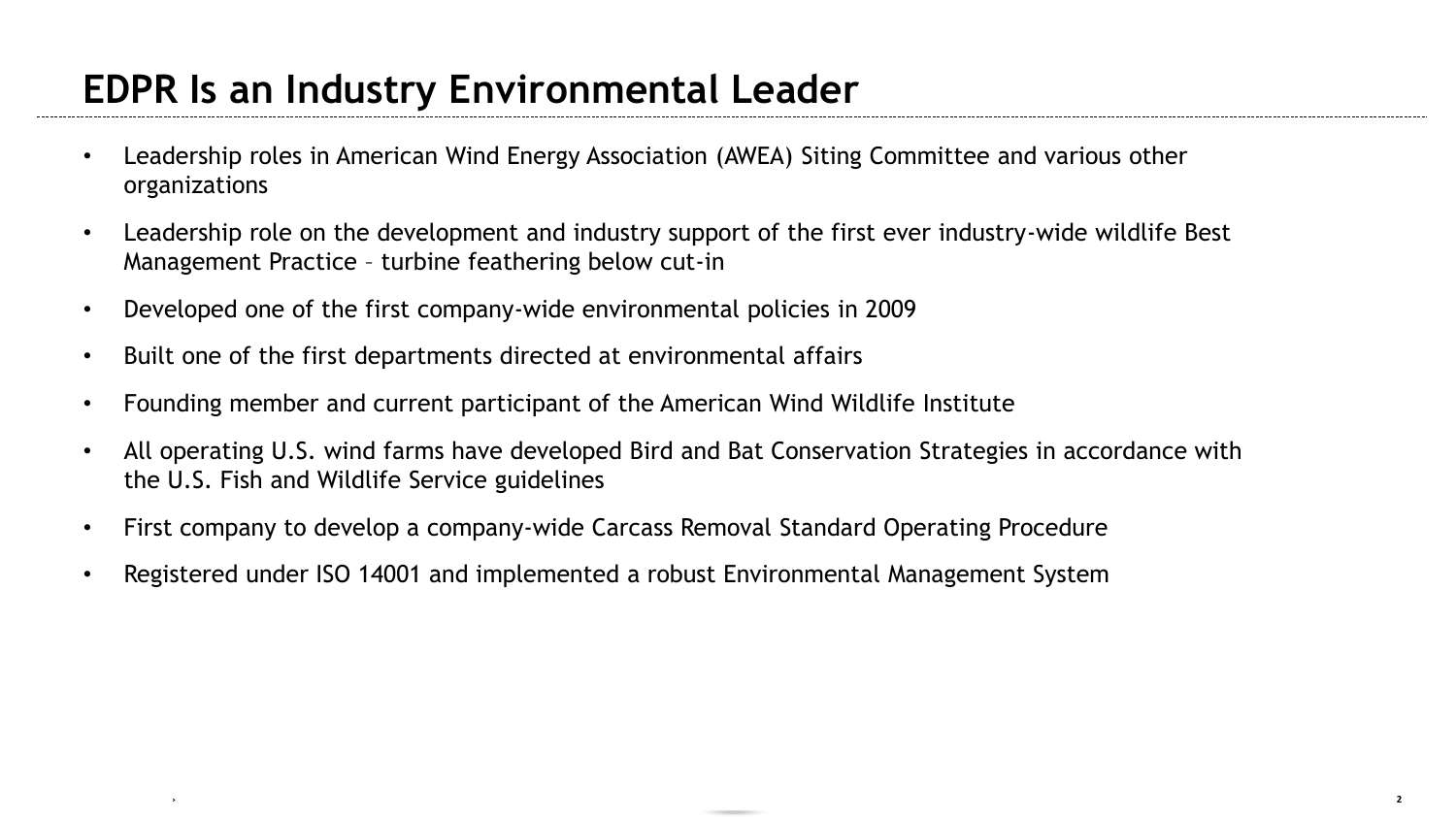# EDPR Is an Industry Environmental Leader

- Leadership roles in American Wind Energy Association (AWEA) Siting Committee and various other organizations
- Leadership role on the development and industry support of the first ever industry-wide wildlife Best Management Practice – turbine feathering below cut-in
- Developed one of the first company-wide environmental policies in 2009
- Built one of the first departments directed at environmental affairs
- Founding member and current participant of the American Wind Wildlife Institute
- All operating U.S. wind farms have developed Bird and Bat Conservation Strategies in accordance with the U.S. Fish and Wildlife Service guidelines
- First company to develop a company-wide Carcass Removal Standard Operating Procedure
- Registered under ISO 14001 and implemented a robust Environmental Management System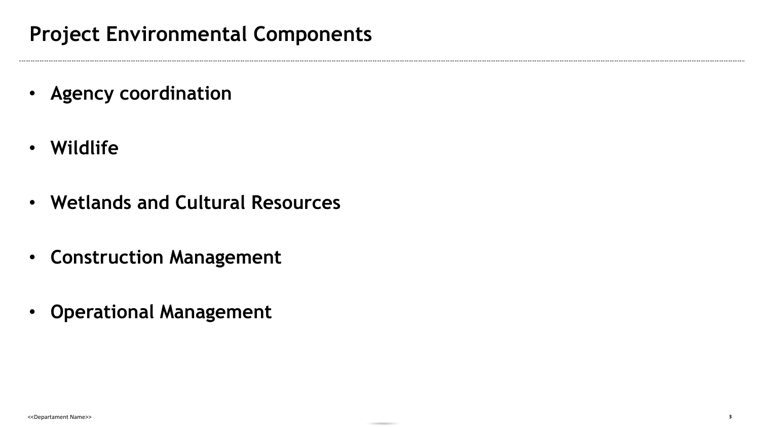# Project Environmental Components

- **Agency coordination**
- **Wildlife**
- **Wetlands and Cultural Resources**
- **Construction Management**
- **Operational Management**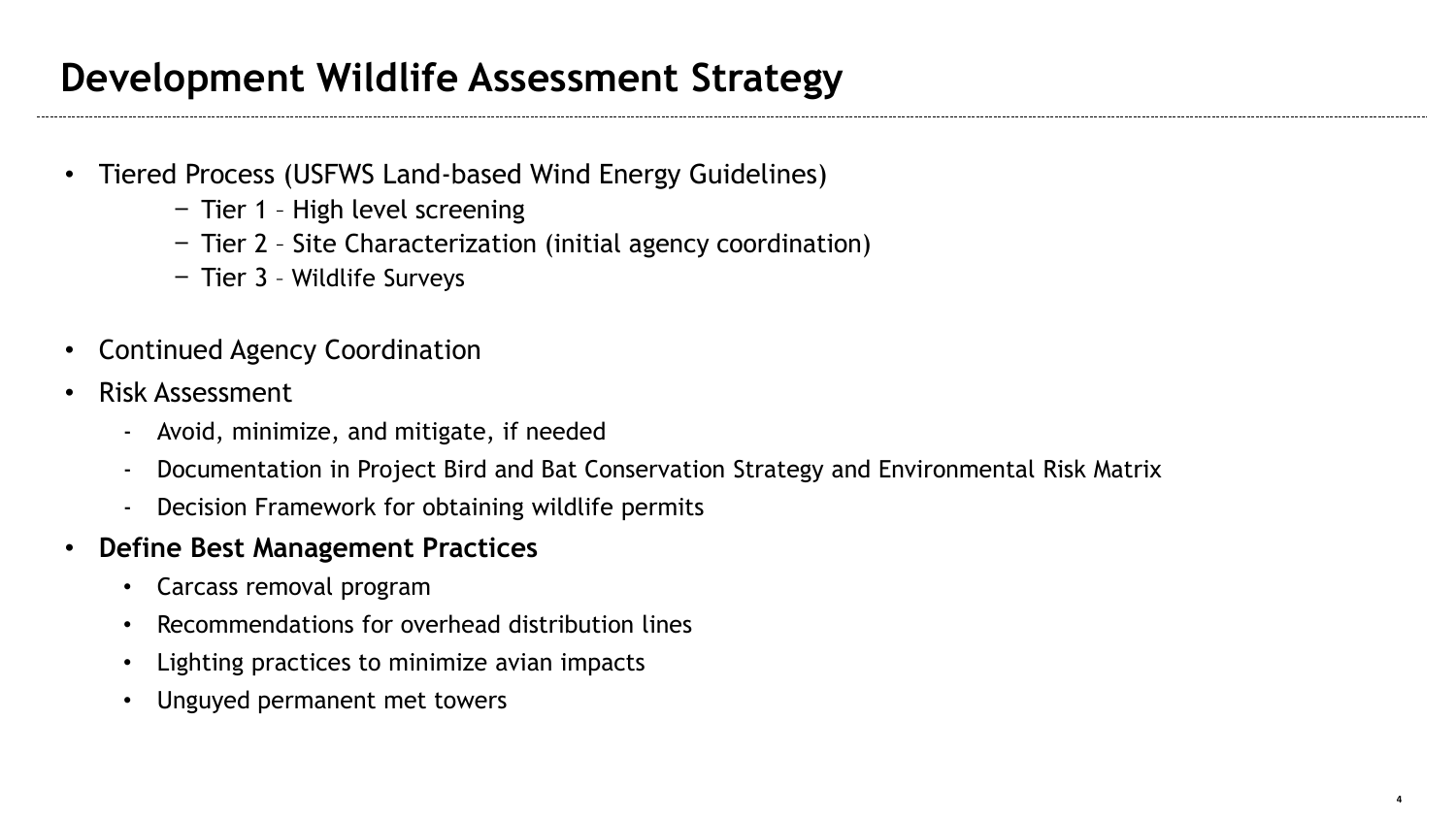# Development Wildlife Assessment Strategy

- Tiered Process (USFWS Land-based Wind Energy Guidelines)
  - Tier 1 – High level screening
  - Tier 2 – Site Characterization (initial agency coordination)
  - Tier 3 – Wildlife Surveys
- Continued Agency Coordination
- Risk Assessment
  - Avoid, minimize, and mitigate, if needed
  - Documentation in Project Bird and Bat Conservation Strategy and Environmental Risk Matrix
  - Decision Framework for obtaining wildlife permits
- **Define Best Management Practices**
  - Carcass removal program
  - Recommendations for overhead distribution lines
  - Lighting practices to minimize avian impacts
  - Unguyed permanent met towers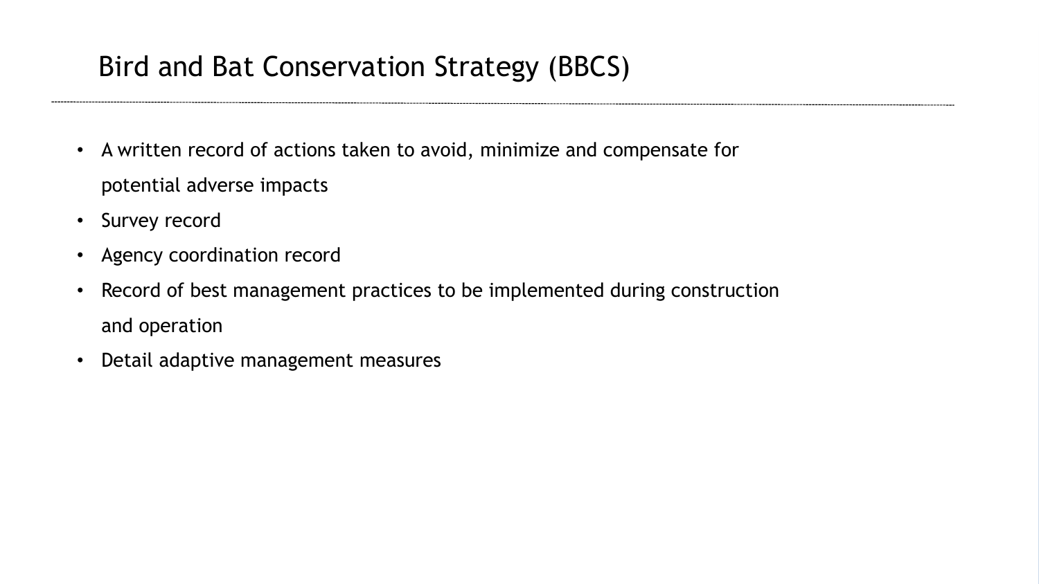# Bird and Bat Conservation Strategy (BBCS)

- A written record of actions taken to avoid, minimize and compensate for potential adverse impacts
- Survey record
- Agency coordination record
- Record of best management practices to be implemented during construction and operation
- Detail adaptive management measures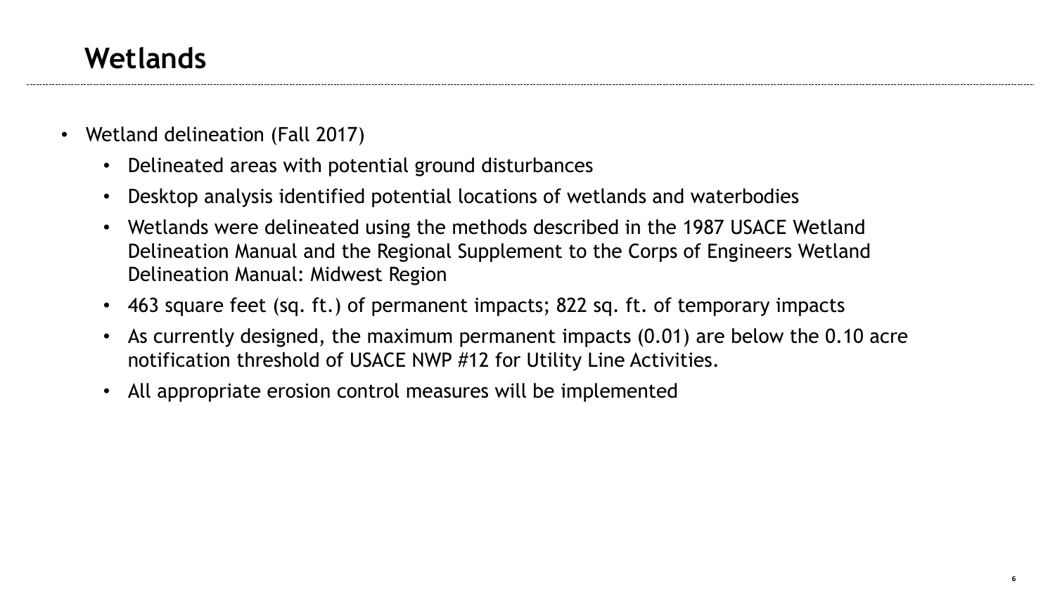# Wetlands

- Wetland delineation (Fall 2017)
  - Delineated areas with potential ground disturbances
  - Desktop analysis identified potential locations of wetlands and waterbodies
  - Wetlands were delineated using the methods described in the 1987 USACE Wetland Delineation Manual and the Regional Supplement to the Corps of Engineers Wetland Delineation Manual: Midwest Region
  - 463 square feet (sq. ft.) of permanent impacts; 822 sq. ft. of temporary impacts
  - As currently designed, the maximum permanent impacts (0.01) are below the 0.10 acre notification threshold of USACE NWP #12 for Utility Line Activities.
  - All appropriate erosion control measures will be implemented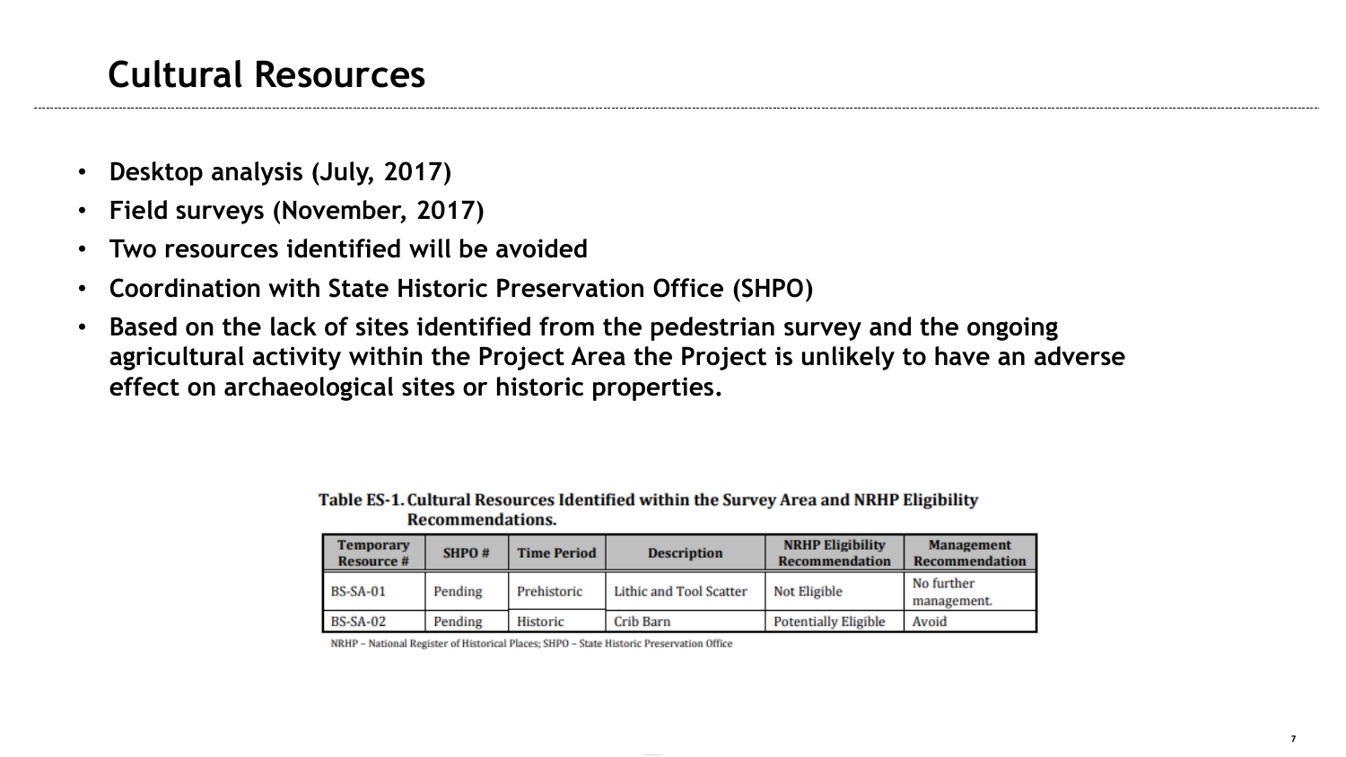# Cultural Resources

- **Desktop analysis (July, 2017)**
- **Field surveys (November, 2017)**
- **Two resources identified will be avoided**
- **Coordination with State Historic Preservation Office (SHPO)**
- **Based on the lack of sites identified from the pedestrian survey and the ongoing agricultural activity within the Project Area the Project is unlikely to have an adverse effect on archaeological sites or historic properties.**

**Table ES-1. Cultural Resources Identified within the Survey Area and NRHP Eligibility Recommendations.**

| Temporary Resource # | SHPO # | Time Period | Description | NRHP Eligibility Recommendation | Management Recommendation |
|---|---|---|---|---|---|
| BS-SA-01 | Pending | Prehistoric | Lithic and Tool Scatter | Not Eligible | No further management. |
| BS-SA-02 | Pending | Historic | Crib Barn | Potentially Eligible | Avoid |

NRHP – National Register of Historical Places; SHPO – State Historic Preservation Office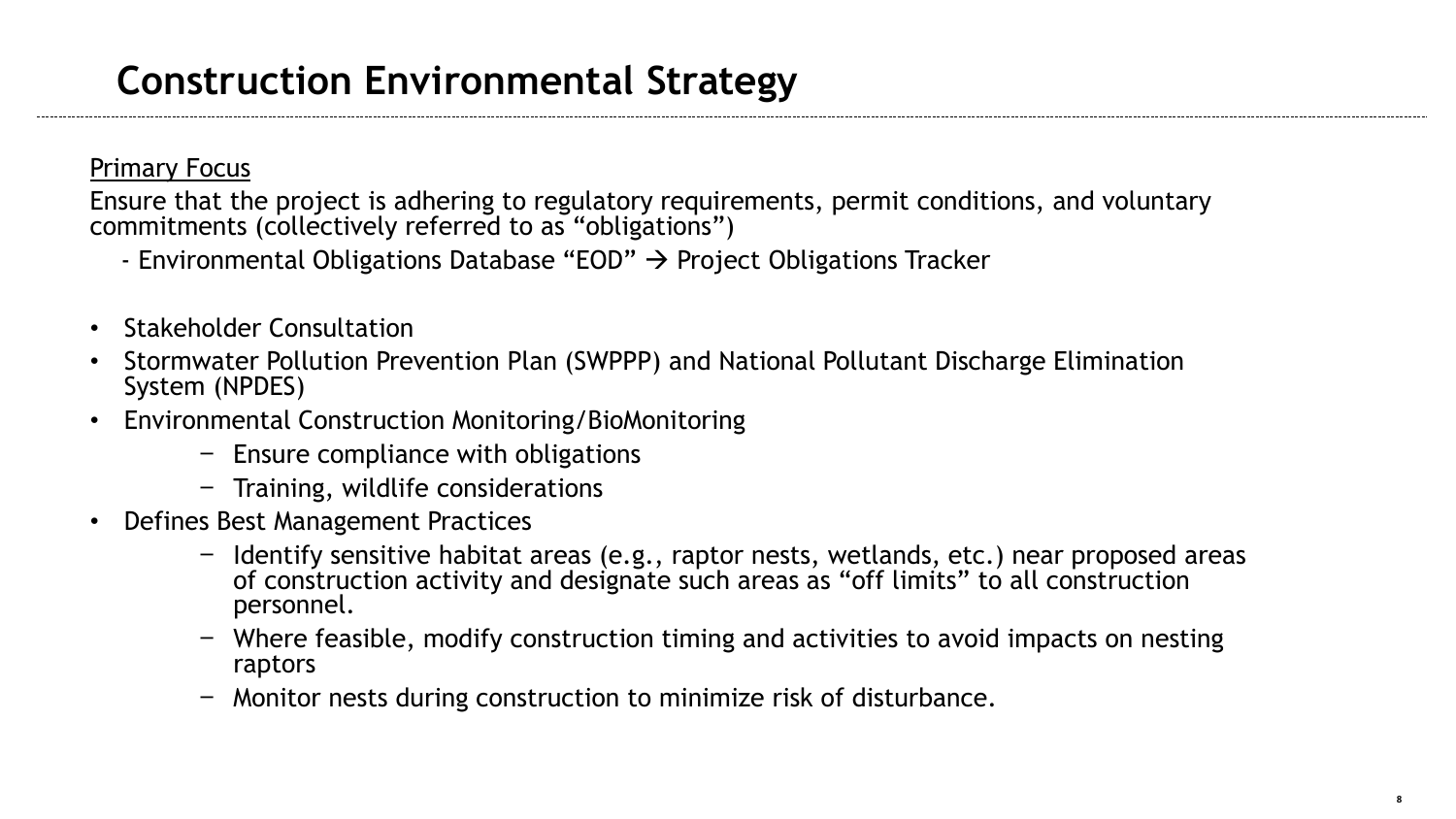# Construction Environmental Strategy

<u>Primary Focus</u>

Ensure that the project is adhering to regulatory requirements, permit conditions, and voluntary commitments (collectively referred to as "obligations")

- Environmental Obligations Database "EOD" → Project Obligations Tracker

- Stakeholder Consultation
- Stormwater Pollution Prevention Plan (SWPPP) and National Pollutant Discharge Elimination System (NPDES)
- Environmental Construction Monitoring/BioMonitoring
  - Ensure compliance with obligations
  - Training, wildlife considerations
- Defines Best Management Practices
  - Identify sensitive habitat areas (e.g., raptor nests, wetlands, etc.) near proposed areas of construction activity and designate such areas as "off limits" to all construction personnel.
  - Where feasible, modify construction timing and activities to avoid impacts on nesting raptors
  - Monitor nests during construction to minimize risk of disturbance.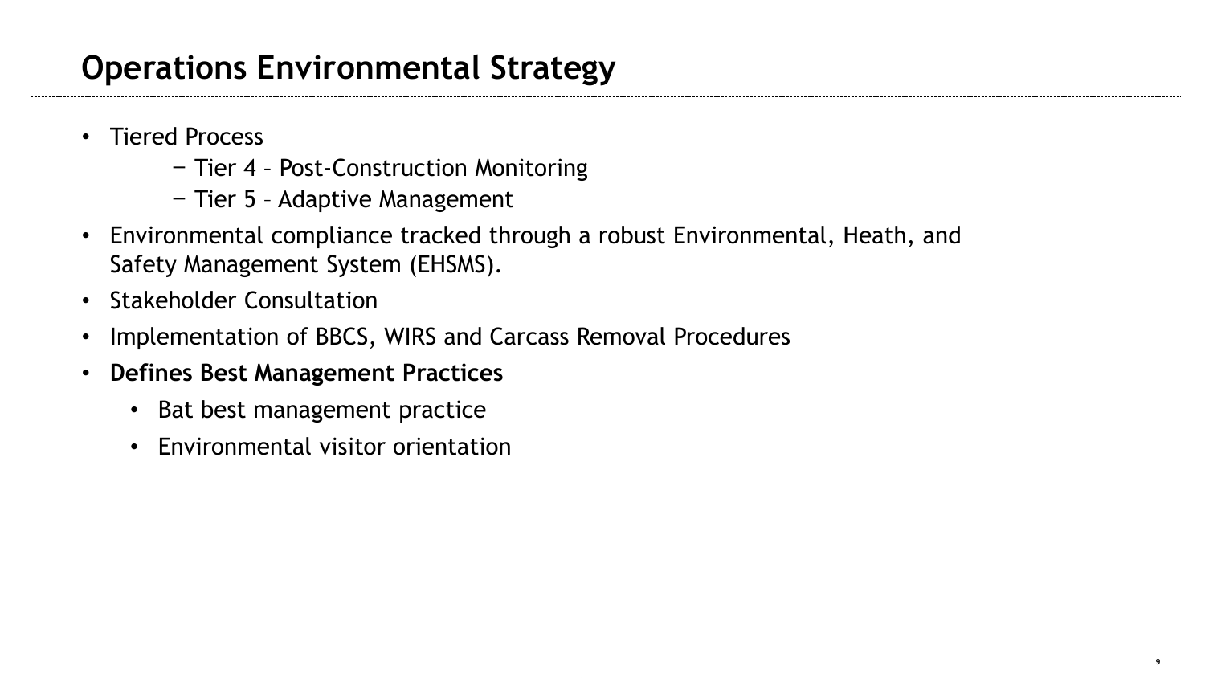# Operations Environmental Strategy

- Tiered Process
  - Tier 4 – Post-Construction Monitoring
  - Tier 5 – Adaptive Management
- Environmental compliance tracked through a robust Environmental, Heath, and Safety Management System (EHSMS).
- Stakeholder Consultation
- Implementation of BBCS, WIRS and Carcass Removal Procedures
- **Defines Best Management Practices**
  - Bat best management practice
  - Environmental visitor orientation